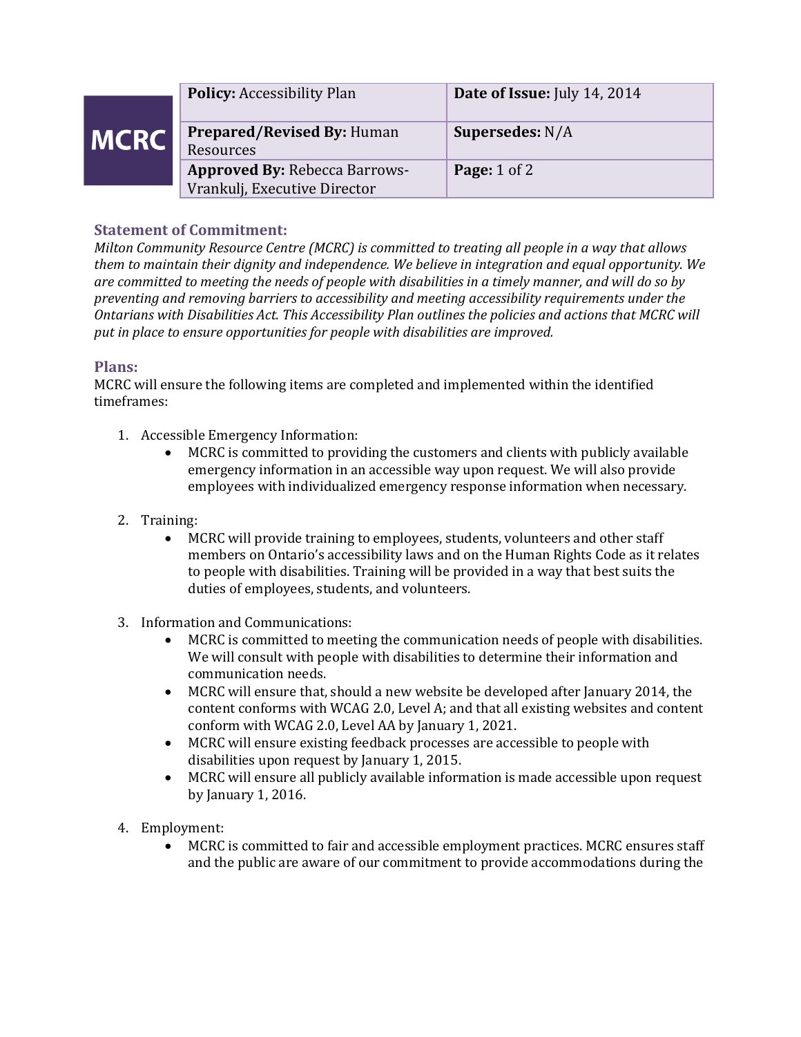MCRC

| **Policy:** Accessibility Plan | **Date of Issue:** July 14, 2014 |
|---|---|
| **Prepared/Revised By:** Human Resources | **Supersedes:** N/A |
| **Approved By:** Rebecca Barrows-Vrankulj, Executive Director | **Page:** 1 of 2 |

## Statement of Commitment:

*Milton Community Resource Centre (MCRC) is committed to treating all people in a way that allows them to maintain their dignity and independence. We believe in integration and equal opportunity. We are committed to meeting the needs of people with disabilities in a timely manner, and will do so by preventing and removing barriers to accessibility and meeting accessibility requirements under the Ontarians with Disabilities Act. This Accessibility Plan outlines the policies and actions that MCRC will put in place to ensure opportunities for people with disabilities are improved.*

## Plans:

MCRC will ensure the following items are completed and implemented within the identified timeframes:

1. Accessible Emergency Information:
   - MCRC is committed to providing the customers and clients with publicly available emergency information in an accessible way upon request. We will also provide employees with individualized emergency response information when necessary.

2. Training:
   - MCRC will provide training to employees, students, volunteers and other staff members on Ontario's accessibility laws and on the Human Rights Code as it relates to people with disabilities. Training will be provided in a way that best suits the duties of employees, students, and volunteers.

3. Information and Communications:
   - MCRC is committed to meeting the communication needs of people with disabilities. We will consult with people with disabilities to determine their information and communication needs.
   - MCRC will ensure that, should a new website be developed after January 2014, the content conforms with WCAG 2.0, Level A; and that all existing websites and content conform with WCAG 2.0, Level AA by January 1, 2021.
   - MCRC will ensure existing feedback processes are accessible to people with disabilities upon request by January 1, 2015.
   - MCRC will ensure all publicly available information is made accessible upon request by January 1, 2016.

4. Employment:
   - MCRC is committed to fair and accessible employment practices. MCRC ensures staff and the public are aware of our commitment to provide accommodations during the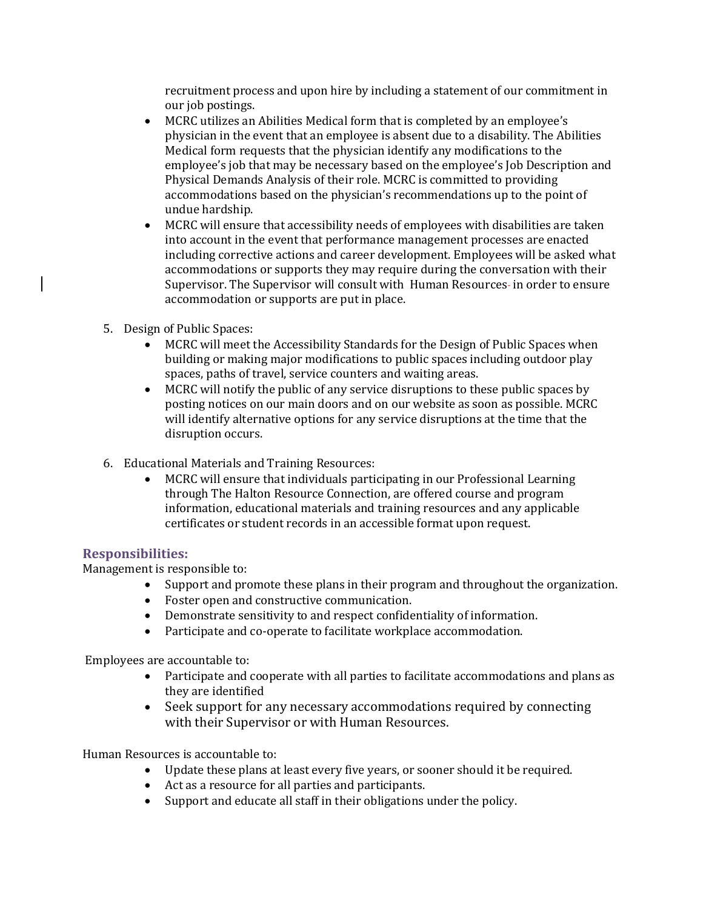recruitment process and upon hire by including a statement of our commitment in our job postings.

- MCRC utilizes an Abilities Medical form that is completed by an employee's physician in the event that an employee is absent due to a disability. The Abilities Medical form requests that the physician identify any modifications to the employee's job that may be necessary based on the employee's Job Description and Physical Demands Analysis of their role. MCRC is committed to providing accommodations based on the physician's recommendations up to the point of undue hardship.
- MCRC will ensure that accessibility needs of employees with disabilities are taken into account in the event that performance management processes are enacted including corrective actions and career development. Employees will be asked what accommodations or supports they may require during the conversation with their Supervisor. The Supervisor will consult with Human Resources in order to ensure accommodation or supports are put in place.

5. Design of Public Spaces:
   - MCRC will meet the Accessibility Standards for the Design of Public Spaces when building or making major modifications to public spaces including outdoor play spaces, paths of travel, service counters and waiting areas.
   - MCRC will notify the public of any service disruptions to these public spaces by posting notices on our main doors and on our website as soon as possible. MCRC will identify alternative options for any service disruptions at the time that the disruption occurs.

6. Educational Materials and Training Resources:
   - MCRC will ensure that individuals participating in our Professional Learning through The Halton Resource Connection, are offered course and program information, educational materials and training resources and any applicable certificates or student records in an accessible format upon request.

## Responsibilities:

Management is responsible to:

- Support and promote these plans in their program and throughout the organization.
- Foster open and constructive communication.
- Demonstrate sensitivity to and respect confidentiality of information.
- Participate and co-operate to facilitate workplace accommodation.

Employees are accountable to:

- Participate and cooperate with all parties to facilitate accommodations and plans as they are identified
- Seek support for any necessary accommodations required by connecting with their Supervisor or with Human Resources.

Human Resources is accountable to:

- Update these plans at least every five years, or sooner should it be required.
- Act as a resource for all parties and participants.
- Support and educate all staff in their obligations under the policy.